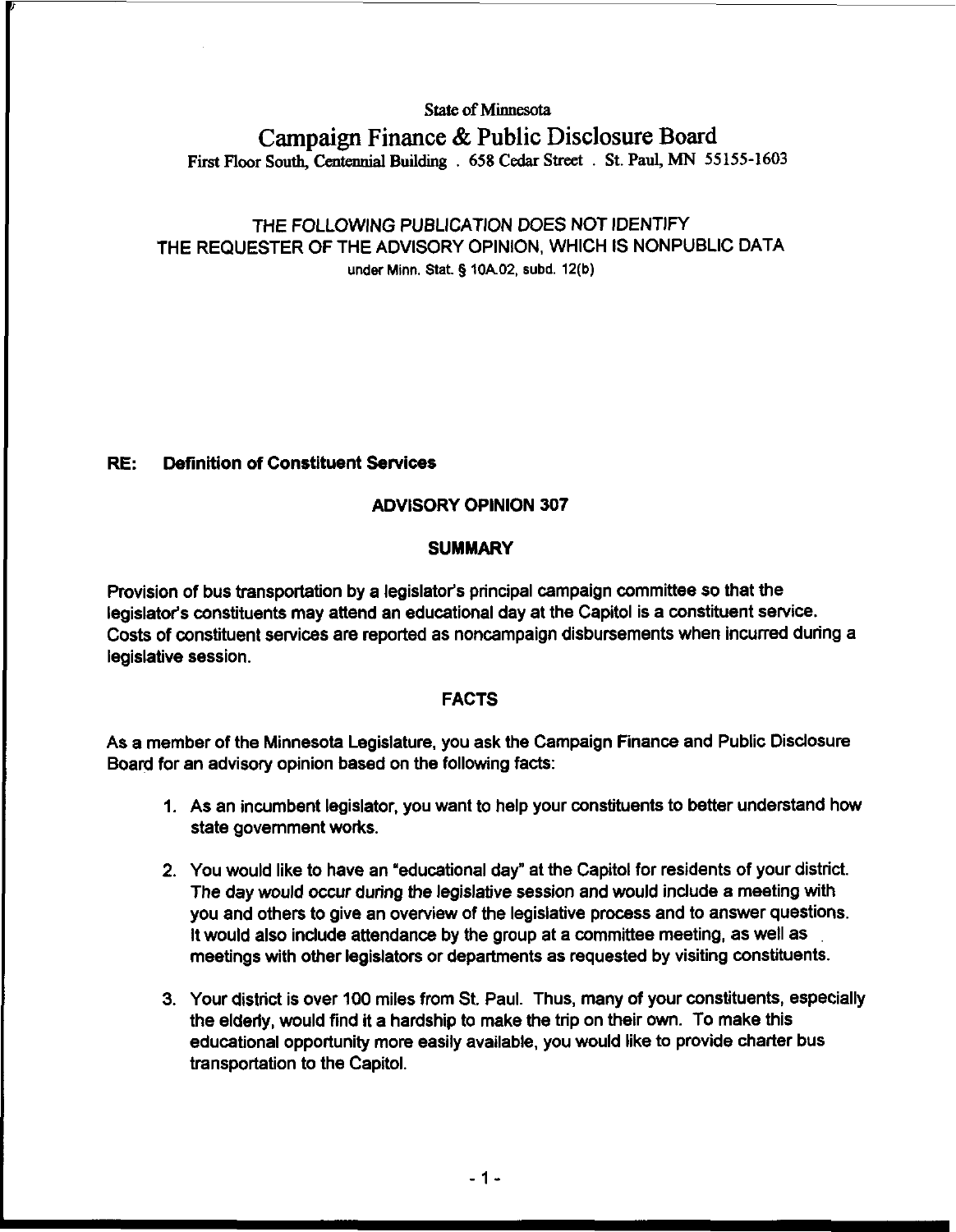State of Minnesota

# Campaign Finance & Public Disclosure Board

First Floor South, Centennial Building . 658 Cedar Street . St. Paul, MN 55155-1603

THE FOLLOWING PUBLICATION DOES NOT IDENTIFY THE REQUESTER OF THE ADVISORY OPINION, WHICH IS NONPUBLIC DATA under Minn. Stat. § 10A.02, subd. 12(b)

**RE: Definition of Constituent Services**

## ADVISORY OPINION 307

### SUMMARY

Provision of bus transportation by a legislator's principal campaign committee so that the legislator's constituents may attend an educational day at the Capitol is a constituent service. Costs of constituent services are reported as noncampaign disbursements when incurred during a legislative session.

### FACTS

As a member of the Minnesota Legislature, you ask the Campaign Finance and Public Disclosure Board for an advisory opinion based on the following facts:

1. As an incumbent legislator, you want to help your constituents to better understand how state government works.

2. You would like to have an "educational day" at the Capitol for residents of your district. The day would occur during the legislative session and would include a meeting with you and others to give an overview of the legislative process and to answer questions. It would also include attendance by the group at a committee meeting, as well as meetings with other legislators or departments as requested by visiting constituents.

3. Your district is over 100 miles from St. Paul. Thus, many of your constituents, especially the elderly, would find it a hardship to make the trip on their own. To make this educational opportunity more easily available, you would like to provide charter bus transportation to the Capitol.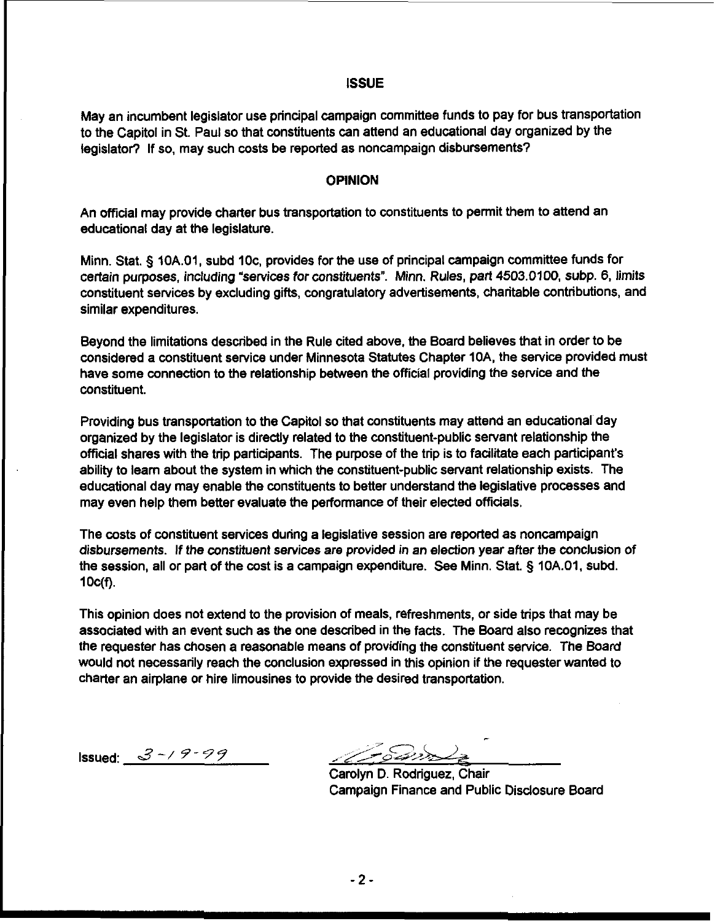## ISSUE

May an incumbent legislator use principal campaign committee funds to pay for bus transportation to the Capitol in St. Paul so that constituents can attend an educational day organized by the legislator? If so, may such costs be reported as noncampaign disbursements?

## OPINION

An official may provide charter bus transportation to constituents to permit them to attend an educational day at the legislature.

Minn. Stat. § 10A.01, subd 10c, provides for the use of principal campaign committee funds for certain purposes, including "services for constituents". Minn. Rules, part 4503.0100, subp. 6, limits constituent services by excluding gifts, congratulatory advertisements, charitable contributions, and similar expenditures.

Beyond the limitations described in the Rule cited above, the Board believes that in order to be considered a constituent service under Minnesota Statutes Chapter 10A, the service provided must have some connection to the relationship between the official providing the service and the constituent.

Providing bus transportation to the Capitol so that constituents may attend an educational day organized by the legislator is directly related to the constituent-public servant relationship the official shares with the trip participants. The purpose of the trip is to facilitate each participant's ability to learn about the system in which the constituent-public servant relationship exists. The educational day may enable the constituents to better understand the legislative processes and may even help them better evaluate the performance of their elected officials.

The costs of constituent services during a legislative session are reported as noncampaign disbursements. If the constituent services are provided in an election year after the conclusion of the session, all or part of the cost is a campaign expenditure. See Minn. Stat. § 10A.01, subd. 10c(f).

This opinion does not extend to the provision of meals, refreshments, or side trips that may be associated with an event such as the one described in the facts. The Board also recognizes that the requester has chosen a reasonable means of providing the constituent service. The Board would not necessarily reach the conclusion expressed in this opinion if the requester wanted to charter an airplane or hire limousines to provide the desired transportation.

Issued: 3-19-99

Carolyn D. Rodriguez, Chair
Campaign Finance and Public Disclosure Board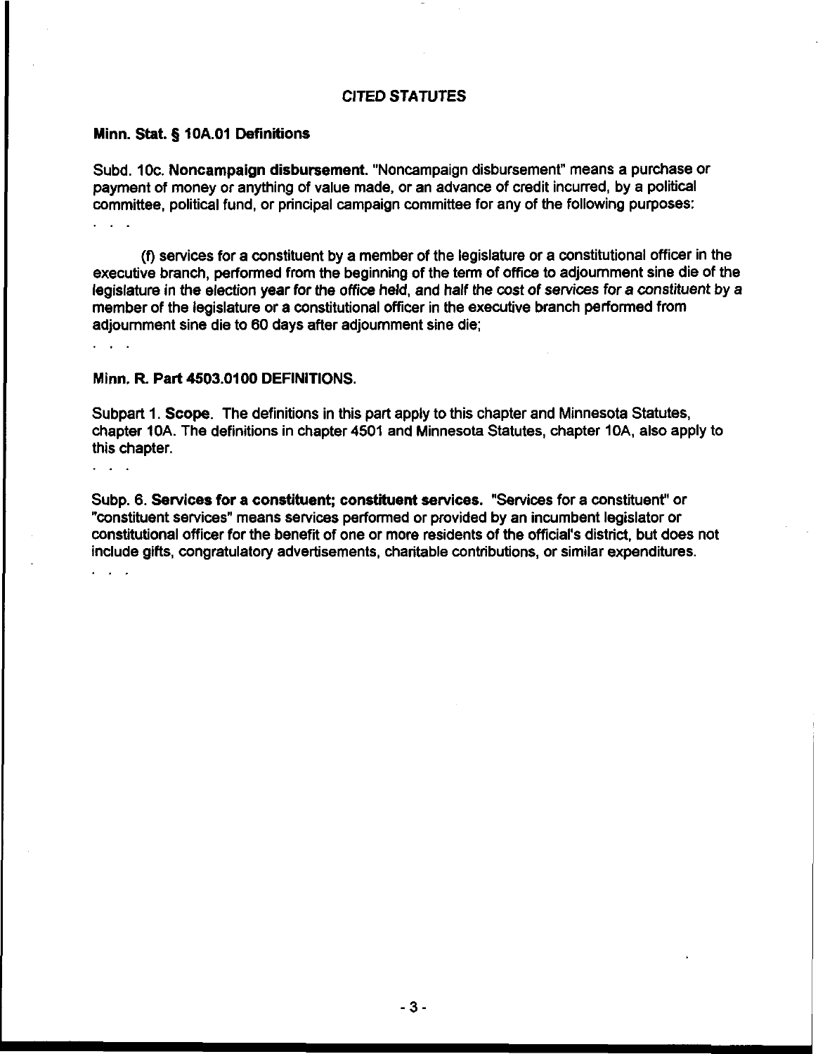## CITED STATUTES

**Minn. Stat. § 10A.01 Definitions**

Subd. 10c. **Noncampaign disbursement.** "Noncampaign disbursement" means a purchase or payment of money or anything of value made, or an advance of credit incurred, by a political committee, political fund, or principal campaign committee for any of the following purposes:

. . .

(f) services for a constituent by a member of the legislature or a constitutional officer in the executive branch, performed from the beginning of the term of office to adjournment sine die of the legislature in the election year for the office held, and half the cost of services for a constituent by a member of the legislature or a constitutional officer in the executive branch performed from adjournment sine die to 60 days after adjournment sine die;

. . .

**Minn. R. Part 4503.0100 DEFINITIONS.**

Subpart 1. **Scope.** The definitions in this part apply to this chapter and Minnesota Statutes, chapter 10A. The definitions in chapter 4501 and Minnesota Statutes, chapter 10A, also apply to this chapter.

. . .

Subp. 6. **Services for a constituent; constituent services.** "Services for a constituent" or "constituent services" means services performed or provided by an incumbent legislator or constitutional officer for the benefit of one or more residents of the official's district, but does not include gifts, congratulatory advertisements, charitable contributions, or similar expenditures.

. . .